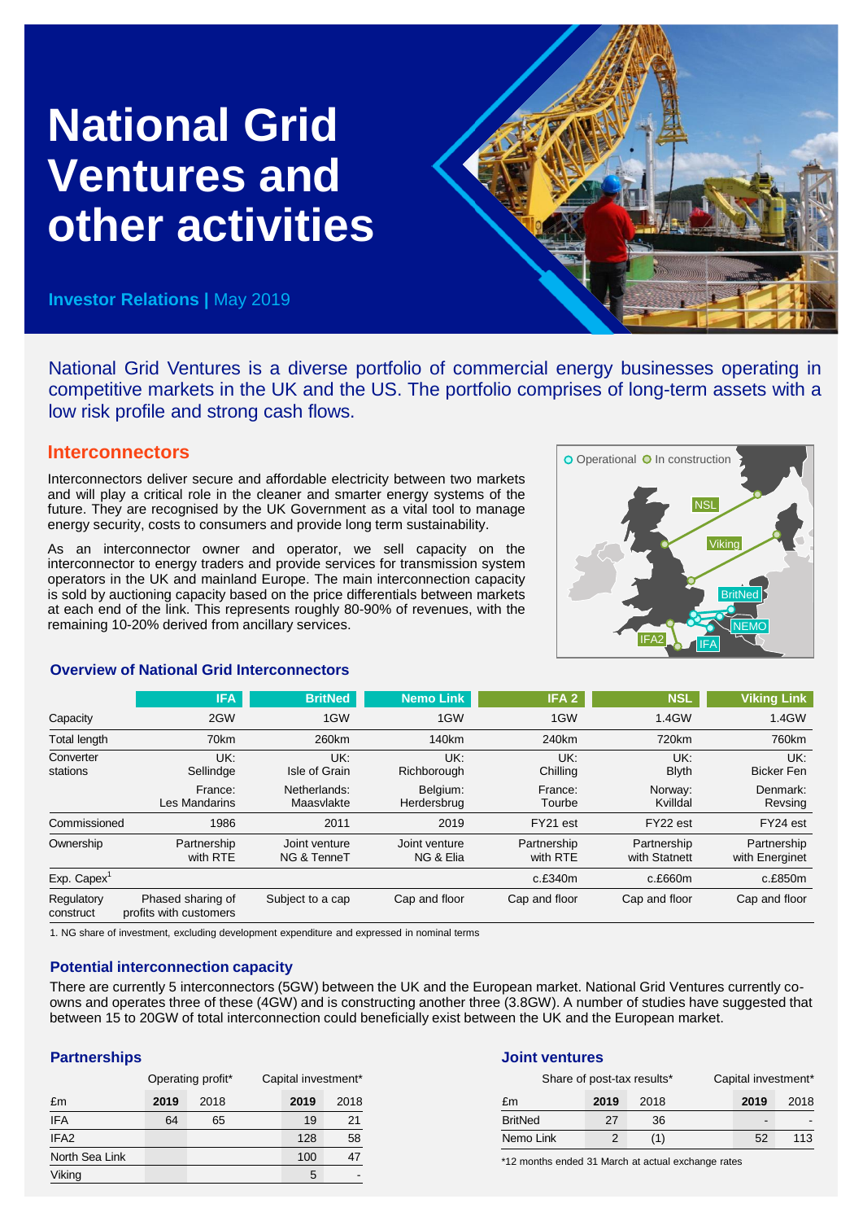# National Grid Ventures and other activities

**Investor Relations |** May 2019

National Grid Ventures is a diverse portfolio of commercial energy businesses operating in competitive markets in the UK and the US. The portfolio comprises of long-term assets with a low risk profile and strong cash flows.

## Interconnectors

Interconnectors deliver secure and affordable electricity between two markets and will play a critical role in the cleaner and smarter energy systems of the future. They are recognised by the UK Government as a vital tool to manage energy security, costs to consumers and provide long term sustainability.

As an interconnector owner and operator, we sell capacity on the interconnector to energy traders and provide services for transmission system operators in the UK and mainland Europe. The main interconnection capacity is sold by auctioning capacity based on the price differentials between markets at each end of the link. This represents roughly 80-90% of revenues, with the remaining 10-20% derived from ancillary services.

Operational
In construction
NSL
Viking
BritNed
NEMO
IFA2
IFA

### Overview of National Grid Interconnectors

| | IFA | BritNed | Nemo Link | IFA 2 | NSL | Viking Link |
|---|---|---|---|---|---|---|
| Capacity | 2GW | 1GW | 1GW | 1GW | 1.4GW | 1.4GW |
| Total length | 70km | 260km | 140km | 240km | 720km | 760km |
| Converter stations | UK: Sellindge | UK: Isle of Grain | UK: Richborough | UK: Chilling | UK: Blyth | UK: Bicker Fen |
| | France: Les Mandarins | Netherlands: Maasvlakte | Belgium: Herdersbrug | France: Tourbe | Norway: Kvilldal | Denmark: Revsing |
| Commissioned | 1986 | 2011 | 2019 | FY21 est | FY22 est | FY24 est |
| Ownership | Partnership with RTE | Joint venture NG & TenneT | Joint venture NG & Elia | Partnership with RTE | Partnership with Statnett | Partnership with Energinet |
| Exp. Capex[1] | | | | c.£340m | c.£660m | c.£850m |
| Regulatory construct | Phased sharing of profits with customers | Subject to a cap | Cap and floor | Cap and floor | Cap and floor | Cap and floor |

1. NG share of investment, excluding development expenditure and expressed in nominal terms

### Potential interconnection capacity

There are currently 5 interconnectors (5GW) between the UK and the European market. National Grid Ventures currently co-owns and operates three of these (4GW) and is constructing another three (3.8GW). A number of studies have suggested that between 15 to 20GW of total interconnection could beneficially exist between the UK and the European market.

### Partnerships

| | Operating profit* | | Capital investment* | |
|---|---|---|---|---|
| £m | **2019** | 2018 | **2019** | 2018 |
| IFA | 64 | 65 | 19 | 21 |
| IFA2 | | | 128 | 58 |
| North Sea Link | | | 100 | 47 |
| Viking | | | 5 | - |

### Joint ventures

| | Share of post-tax results* | | Capital investment* | |
|---|---|---|---|---|
| £m | **2019** | 2018 | **2019** | 2018 |
| BritNed | 27 | 36 | - | - |
| Nemo Link | 2 | (1) | 52 | 113 |

*12 months ended 31 March at actual exchange rates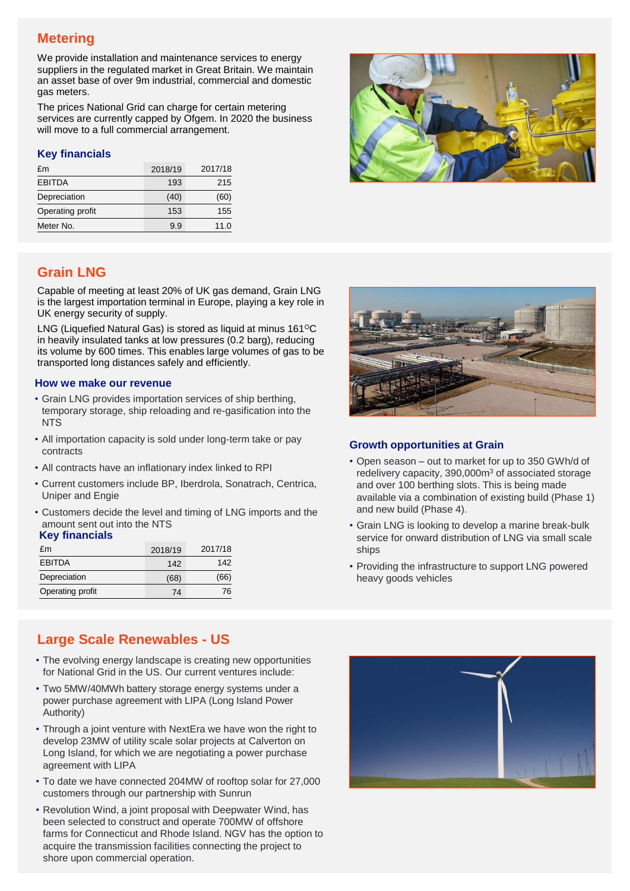## Metering

We provide installation and maintenance services to energy suppliers in the regulated market in Great Britain. We maintain an asset base of over 9m industrial, commercial and domestic gas meters.

The prices National Grid can charge for certain metering services are currently capped by Ofgem. In 2020 the business will move to a full commercial arrangement.

### Key financials

| £m | 2018/19 | 2017/18 |
|---|---|---|
| EBITDA | 193 | 215 |
| Depreciation | (40) | (60) |
| Operating profit | 153 | 155 |
| Meter No. | 9.9 | 11.0 |

## Grain LNG

Capable of meeting at least 20% of UK gas demand, Grain LNG is the largest importation terminal in Europe, playing a key role in UK energy security of supply.

LNG (Liquefied Natural Gas) is stored as liquid at minus 161°C in heavily insulated tanks at low pressures (0.2 barg), reducing its volume by 600 times. This enables large volumes of gas to be transported long distances safely and efficiently.

### How we make our revenue

- Grain LNG provides importation services of ship berthing, temporary storage, ship reloading and re-gasification into the NTS
- All importation capacity is sold under long-term take or pay contracts
- All contracts have an inflationary index linked to RPI
- Current customers include BP, Iberdrola, Sonatrach, Centrica, Uniper and Engie
- Customers decide the level and timing of LNG imports and the amount sent out into the NTS

### Key financials

| £m | 2018/19 | 2017/18 |
|---|---|---|
| EBITDA | 142 | 142 |
| Depreciation | (68) | (66) |
| Operating profit | 74 | 76 |

### Growth opportunities at Grain

- Open season – out to market for up to 350 GWh/d of redelivery capacity, 390,000m³ of associated storage and over 100 berthing slots. This is being made available via a combination of existing build (Phase 1) and new build (Phase 4).
- Grain LNG is looking to develop a marine break-bulk service for onward distribution of LNG via small scale ships
- Providing the infrastructure to support LNG powered heavy goods vehicles

## Large Scale Renewables - US

- The evolving energy landscape is creating new opportunities for National Grid in the US. Our current ventures include:
- Two 5MW/40MWh battery storage energy systems under a power purchase agreement with LIPA (Long Island Power Authority)
- Through a joint venture with NextEra we have won the right to develop 23MW of utility scale solar projects at Calverton on Long Island, for which we are negotiating a power purchase agreement with LIPA
- To date we have connected 204MW of rooftop solar for 27,000 customers through our partnership with Sunrun
- Revolution Wind, a joint proposal with Deepwater Wind, has been selected to construct and operate 700MW of offshore farms for Connecticut and Rhode Island. NGV has the option to acquire the transmission facilities connecting the project to shore upon commercial operation.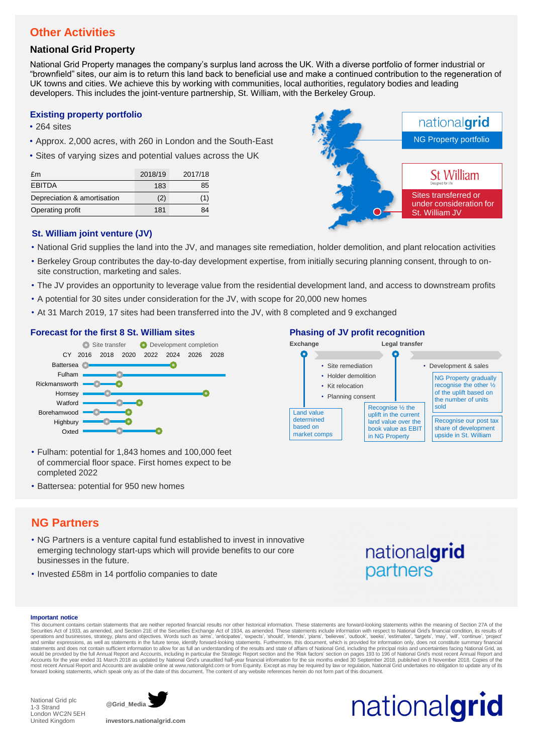# Other Activities

## National Grid Property

National Grid Property manages the company's surplus land across the UK. With a diverse portfolio of former industrial or "brownfield" sites, our aim is to return this land back to beneficial use and make a continued contribution to the regeneration of UK towns and cities. We achieve this by working with communities, local authorities, regulatory bodies and leading developers. This includes the joint-venture partnership, St. William, with the Berkeley Group.

### Existing property portfolio

- 264 sites
- Approx. 2,000 acres, with 260 in London and the South-East
- Sites of varying sizes and potential values across the UK

| £m | 2018/19 | 2017/18 |
|---|---|---|
| EBITDA | 183 | 85 |
| Depreciation & amortisation | (2) | (1) |
| Operating profit | 181 | 84 |

nationalgrid
NG Property portfolio

St William
Designed for life
Sites transferred or under consideration for St. William JV

### St. William joint venture (JV)

- National Grid supplies the land into the JV, and manages site remediation, holder demolition, and plant relocation activities
- Berkeley Group contributes the day-to-day development expertise, from initially securing planning consent, through to on-site construction, marketing and sales.
- The JV provides an opportunity to leverage value from the residential development land, and access to downstream profits
- A potential for 30 sites under consideration for the JV, with scope for 20,000 new homes
- At 31 March 2019, 17 sites had been transferred into the JV, with 8 completed and 9 exchanged

### Forecast for the first 8 St. William sites

Site transfer
Development completion

CY 2016 2018 2020 2022 2024 2026 2028

Battersea
Fulham
Rickmansworth
Hornsey
Watford
Borehamwood
Highbury
Oxted

- Fulham: potential for 1,843 homes and 100,000 feet of commercial floor space. First homes expect to be completed 2022
- Battersea: potential for 950 new homes

### Phasing of JV profit recognition

Exchange
Legal transfer

- Site remediation
- Holder demolition
- Kit relocation
- Planning consent

- Development & sales

Land value determined based on market comps

Recognise ½ the uplift in the current land value over the book value as EBIT in NG Property

NG Property gradually recognise the other ½ of the uplift based on the number of units sold

Recognise our post tax share of development upside in St. William

## NG Partners

- NG Partners is a venture capital fund established to invest in innovative emerging technology start-ups which will provide benefits to our core businesses in the future.
- Invested £58m in 14 portfolio companies to date

nationalgrid partners

**Important notice**

This document contains certain statements that are neither reported financial results nor other historical information. These statements are forward-looking statements within the meaning of Section 27A of the Securities Act of 1933, as amended, and Section 21E of the Securities Exchange Act of 1934, as amended. These statements include information with respect to National Grid's financial condition, its results of operations and businesses, strategy, plans and objectives. Words such as 'aims', 'anticipates', 'expects', 'should', 'intends', 'plans', 'believes', 'outlook', 'seeks', 'estimates', 'targets', 'may', 'will', 'continue', 'project' and similar expressions, as well as statements in the future tense, identify forward-looking statements. Furthermore, this document, which is provided for information only, does not constitute summary financial statements and does not contain sufficient information to allow for as full an understanding of the results and state of affairs of National Grid, including the principal risks and uncertainties facing National Grid, as would be provided by the full Annual Report and Accounts, including in particular the Strategic Report section and the 'Risk factors' section on pages 193 to 196 of National Grid's most recent Annual Report and Accounts for the year ended 31 March 2018 as updated by National Grid's unaudited half-year financial information for the six months ended 30 September 2018, published on 8 November 2018. Copies of the most recent Annual Report and Accounts are available online at www.nationalgrid.com or from Equiniti. Except as may be required by law or regulation, National Grid undertakes no obligation to update any of its forward looking statements, which speak only as of the date of this document. The content of any website references herein do not form part of this document.

National Grid plc
1-3 Strand
London WC2N 5EH
United Kingdom

@Grid_Media

investors.nationalgrid.com

nationalgrid